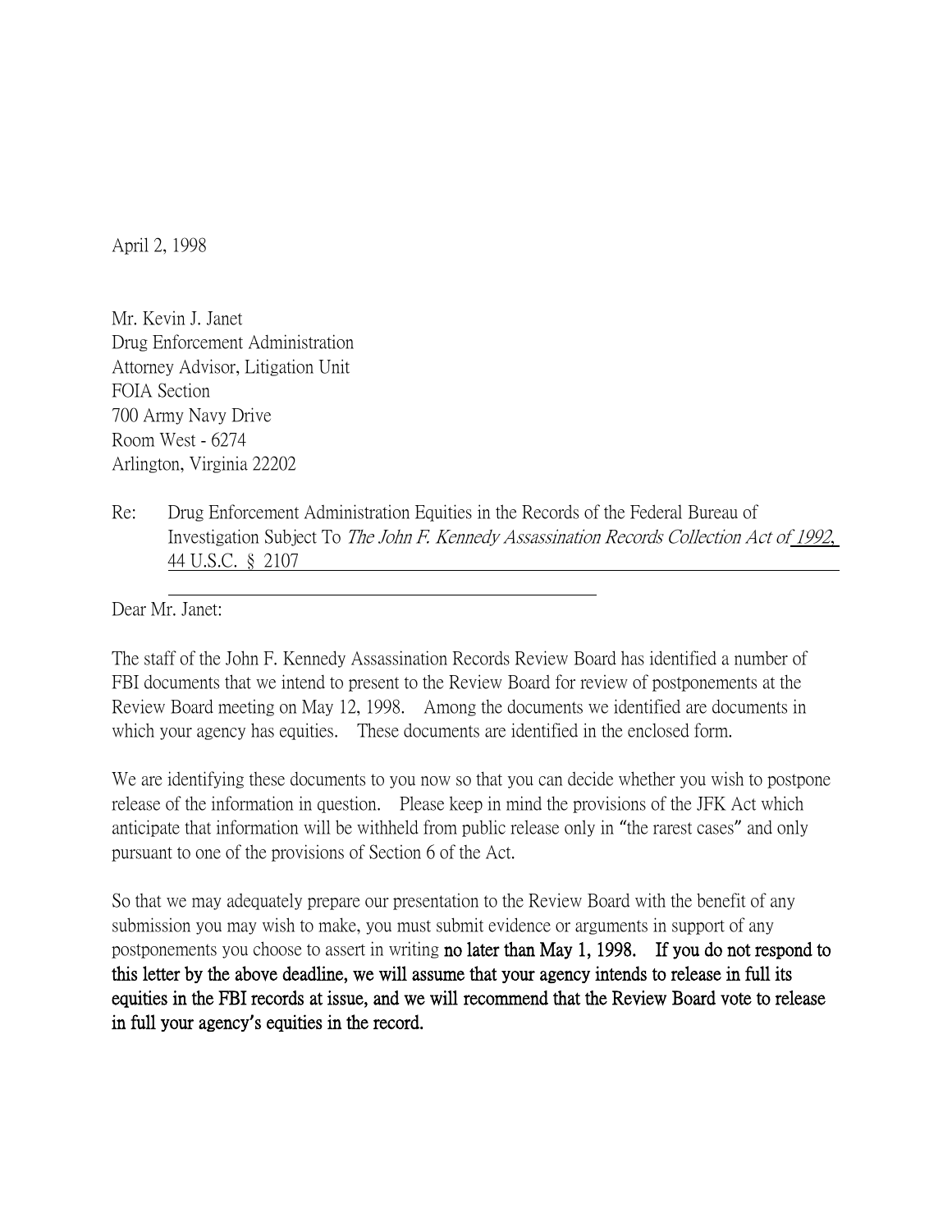April 2, 1998

Mr. Kevin J. Janet
Drug Enforcement Administration
Attorney Advisor, Litigation Unit
FOIA Section
700 Army Navy Drive
Room West - 6274
Arlington, Virginia 22202

Re: Drug Enforcement Administration Equities in the Records of the Federal Bureau of Investigation Subject To *The John F. Kennedy Assassination Records Collection Act of 1992*, 44 U.S.C. § 2107

Dear Mr. Janet:

The staff of the John F. Kennedy Assassination Records Review Board has identified a number of FBI documents that we intend to present to the Review Board for review of postponements at the Review Board meeting on May 12, 1998. Among the documents we identified are documents in which your agency has equities. These documents are identified in the enclosed form.

We are identifying these documents to you now so that you can decide whether you wish to postpone release of the information in question. Please keep in mind the provisions of the JFK Act which anticipate that information will be withheld from public release only in "the rarest cases" and only pursuant to one of the provisions of Section 6 of the Act.

So that we may adequately prepare our presentation to the Review Board with the benefit of any submission you may wish to make, you must submit evidence or arguments in support of any postponements you choose to assert in writing **no later than May 1, 1998. If you do not respond to this letter by the above deadline, we will assume that your agency intends to release in full its equities in the FBI records at issue, and we will recommend that the Review Board vote to release in full your agency's equities in the record.**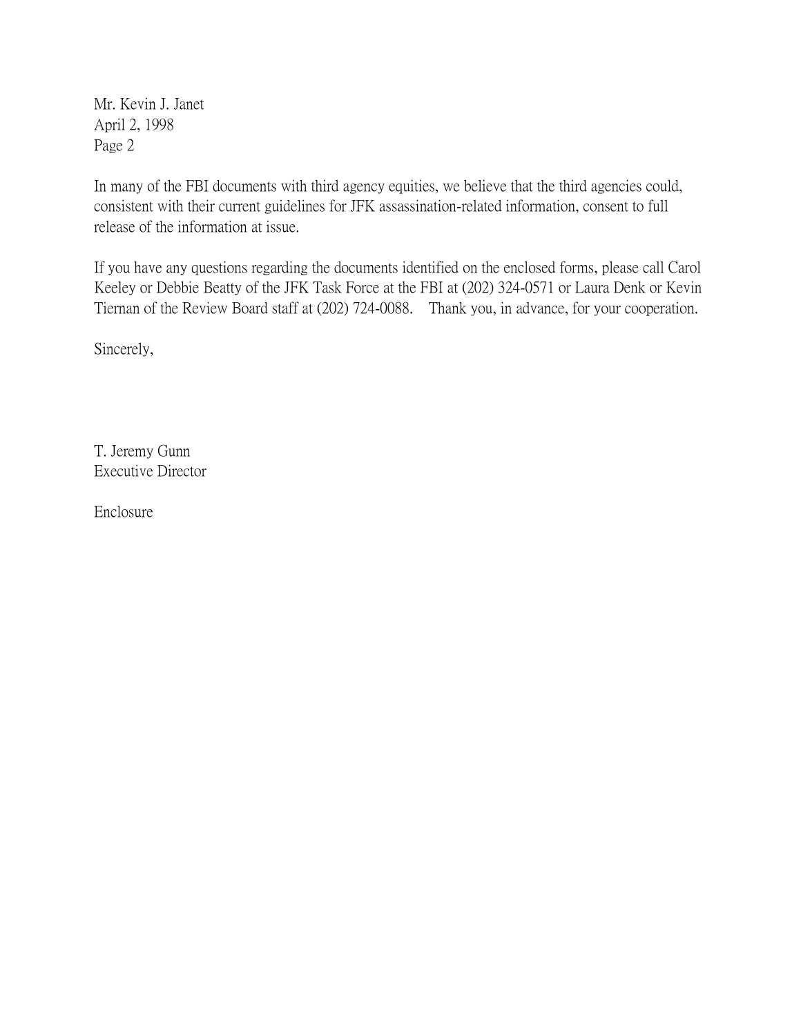Mr. Kevin J. Janet
April 2, 1998
Page 2

In many of the FBI documents with third agency equities, we believe that the third agencies could, consistent with their current guidelines for JFK assassination-related information, consent to full release of the information at issue.

If you have any questions regarding the documents identified on the enclosed forms, please call Carol Keeley or Debbie Beatty of the JFK Task Force at the FBI at (202) 324-0571 or Laura Denk or Kevin Tiernan of the Review Board staff at (202) 724-0088. Thank you, in advance, for your cooperation.

Sincerely,

T. Jeremy Gunn
Executive Director

Enclosure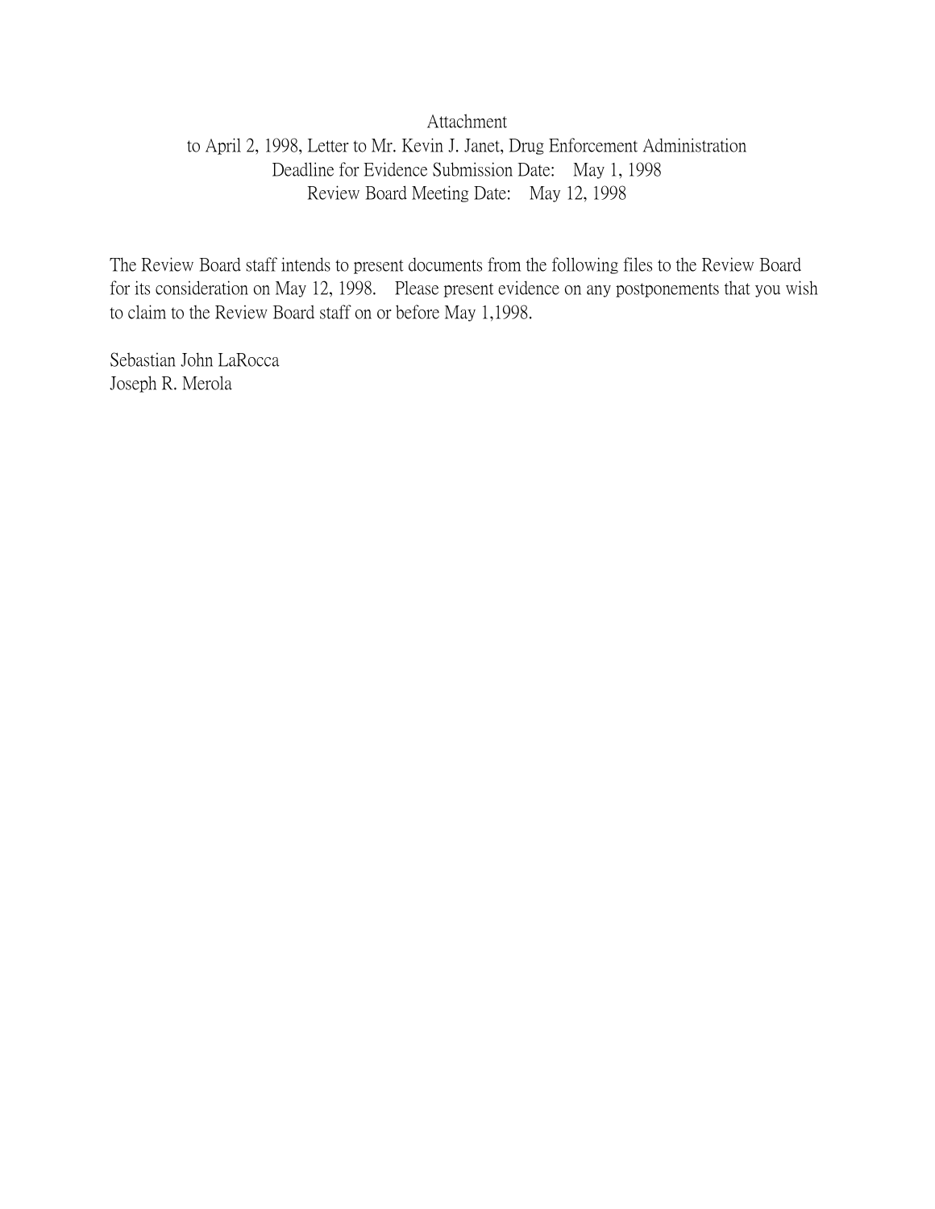Attachment
to April 2, 1998, Letter to Mr. Kevin J. Janet, Drug Enforcement Administration
Deadline for Evidence Submission Date: May 1, 1998
Review Board Meeting Date: May 12, 1998

The Review Board staff intends to present documents from the following files to the Review Board for its consideration on May 12, 1998. Please present evidence on any postponements that you wish to claim to the Review Board staff on or before May 1,1998.

Sebastian John LaRocca
Joseph R. Merola